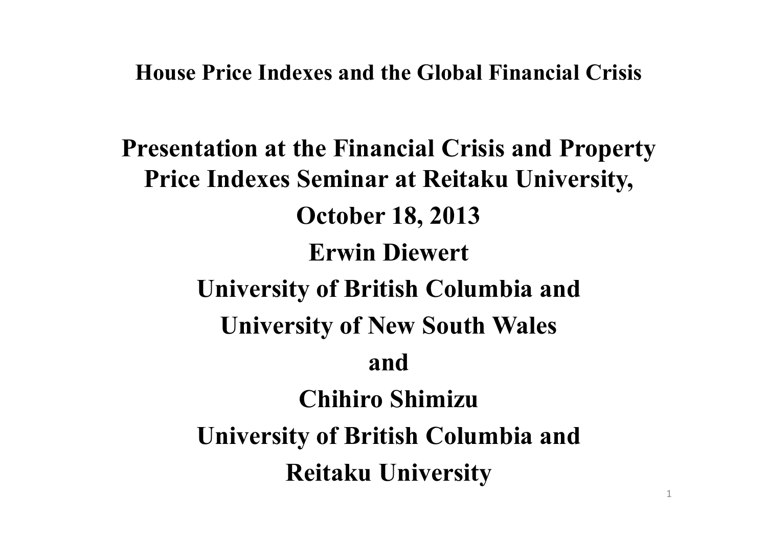# House Price Indexes and the Global Financial Crisis

**Presentation at the Financial Crisis and Property Price Indexes Seminar at Reitaku University,**

**October 18, 2013**

**Erwin Diewert**

**University of British Columbia and**

**University of New South Wales**

**and**

**Chihiro Shimizu**

**University of British Columbia and**

**Reitaku University**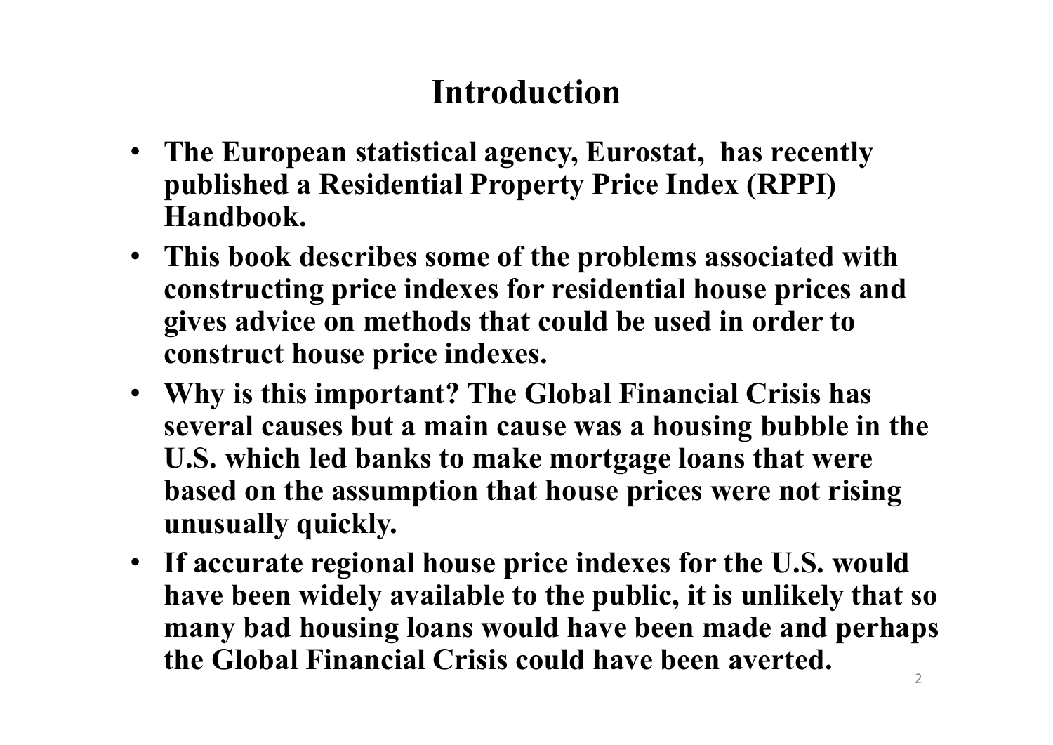# Introduction

- **The European statistical agency, Eurostat, has recently published a Residential Property Price Index (RPPI) Handbook.**
- **This book describes some of the problems associated with constructing price indexes for residential house prices and gives advice on methods that could be used in order to construct house price indexes.**
- **Why is this important? The Global Financial Crisis has several causes but a main cause was a housing bubble in the U.S. which led banks to make mortgage loans that were based on the assumption that house prices were not rising unusually quickly.**
- **If accurate regional house price indexes for the U.S. would have been widely available to the public, it is unlikely that so many bad housing loans would have been made and perhaps the Global Financial Crisis could have been averted.**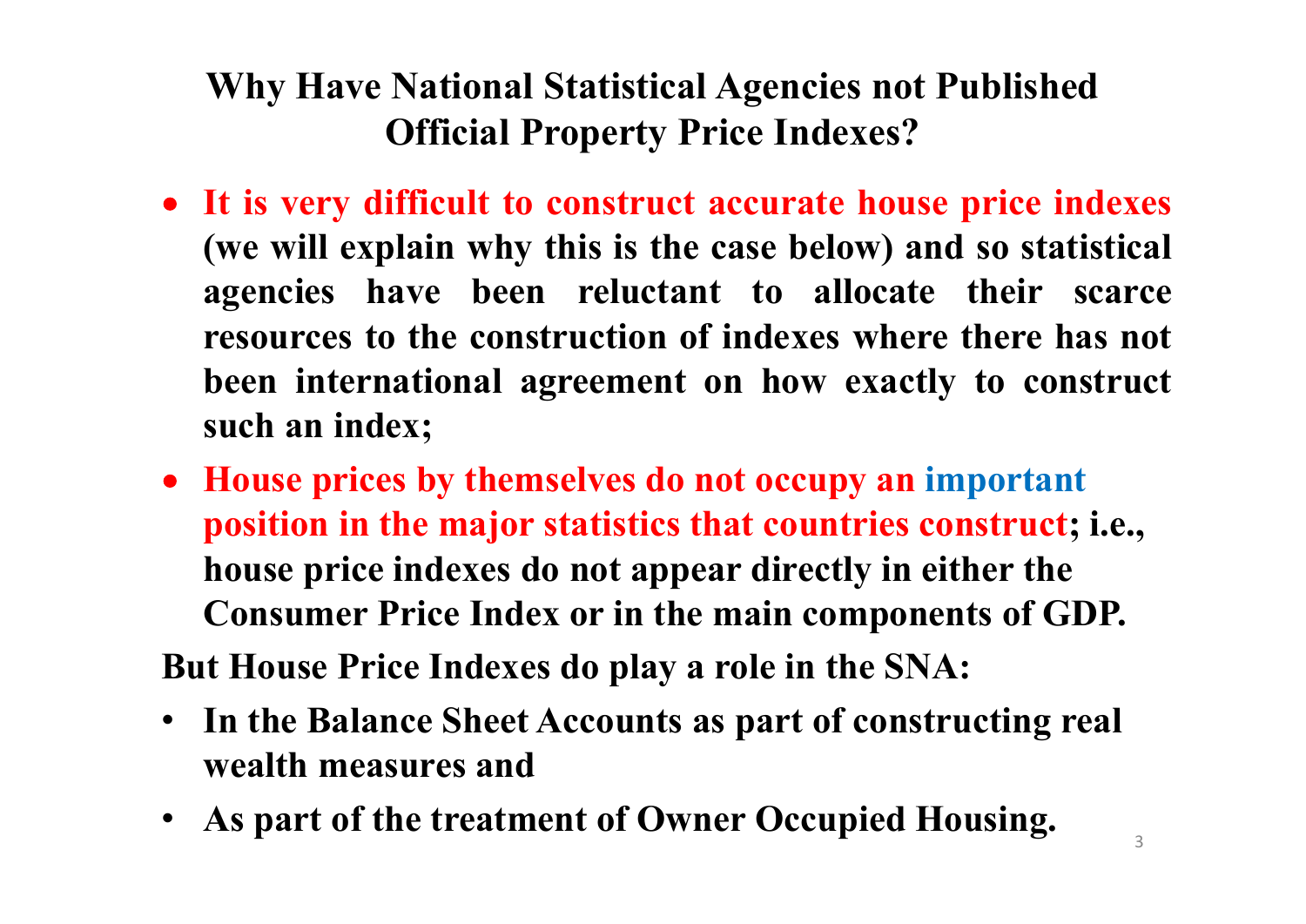# Why Have National Statistical Agencies not Published Official Property Price Indexes?

- **It is very difficult to construct accurate house price indexes (we will explain why this is the case below) and so statistical agencies have been reluctant to allocate their scarce resources to the construction of indexes where there has not been international agreement on how exactly to construct such an index;**
- **House prices by themselves do not occupy an important position in the major statistics that countries construct; i.e., house price indexes do not appear directly in either the Consumer Price Index or in the main components of GDP.**

**But House Price Indexes do play a role in the SNA:**

- **In the Balance Sheet Accounts as part of constructing real wealth measures and**
- **As part of the treatment of Owner Occupied Housing.**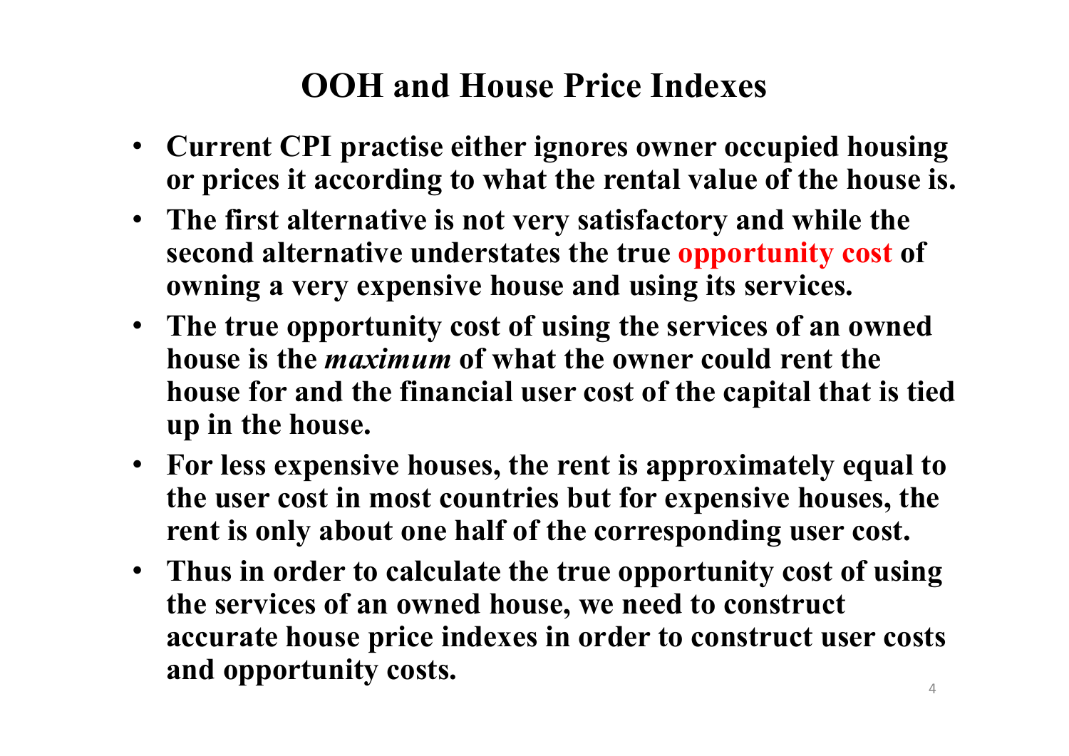# OOH and House Price Indexes

- **Current CPI practise either ignores owner occupied housing or prices it according to what the rental value of the house is.**
- **The first alternative is not very satisfactory and while the second alternative understates the true opportunity cost of owning a very expensive house and using its services.**
- **The true opportunity cost of using the services of an owned house is the *maximum* of what the owner could rent the house for and the financial user cost of the capital that is tied up in the house.**
- **For less expensive houses, the rent is approximately equal to the user cost in most countries but for expensive houses, the rent is only about one half of the corresponding user cost.**
- **Thus in order to calculate the true opportunity cost of using the services of an owned house, we need to construct accurate house price indexes in order to construct user costs and opportunity costs.**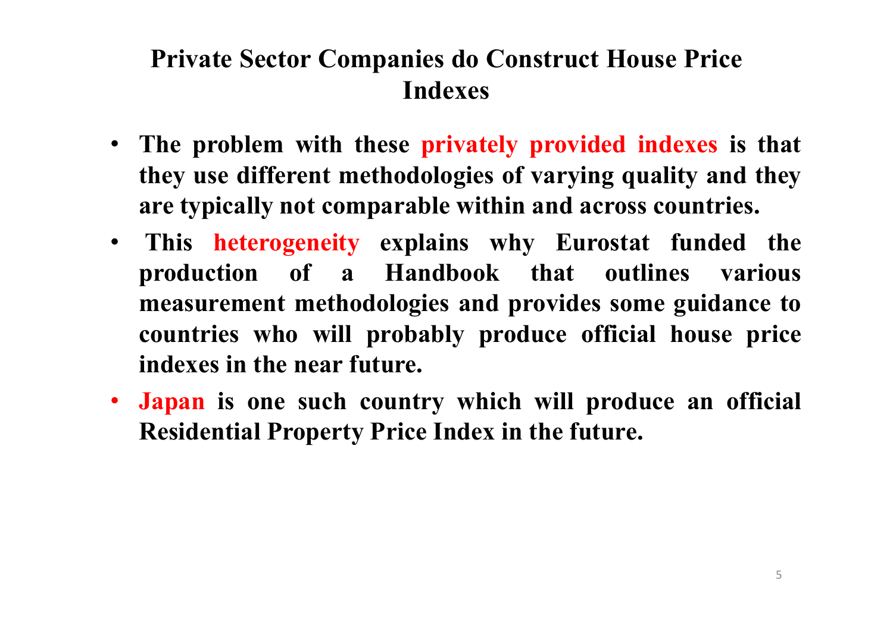# Private Sector Companies do Construct House Price Indexes

- **The problem with these privately provided indexes is that they use different methodologies of varying quality and they are typically not comparable within and across countries.**
- **This heterogeneity explains why Eurostat funded the production of a Handbook that outlines various measurement methodologies and provides some guidance to countries who will probably produce official house price indexes in the near future.**
- **Japan is one such country which will produce an official Residential Property Price Index in the future.**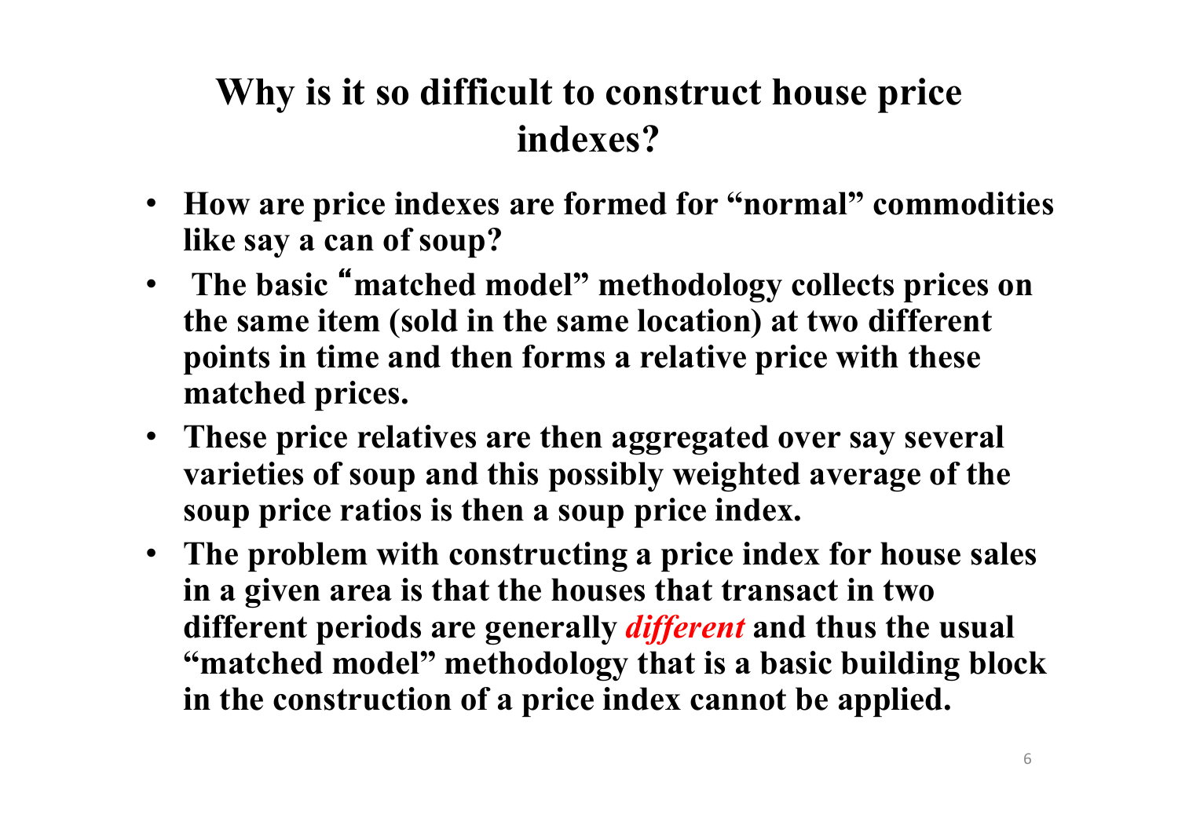# Why is it so difficult to construct house price indexes?

- **How are price indexes are formed for "normal" commodities like say a can of soup?**
- **The basic "matched model" methodology collects prices on the same item (sold in the same location) at two different points in time and then forms a relative price with these matched prices.**
- **These price relatives are then aggregated over say several varieties of soup and this possibly weighted average of the soup price ratios is then a soup price index.**
- **The problem with constructing a price index for house sales in a given area is that the houses that transact in two different periods are generally *different* and thus the usual "matched model" methodology that is a basic building block in the construction of a price index cannot be applied.**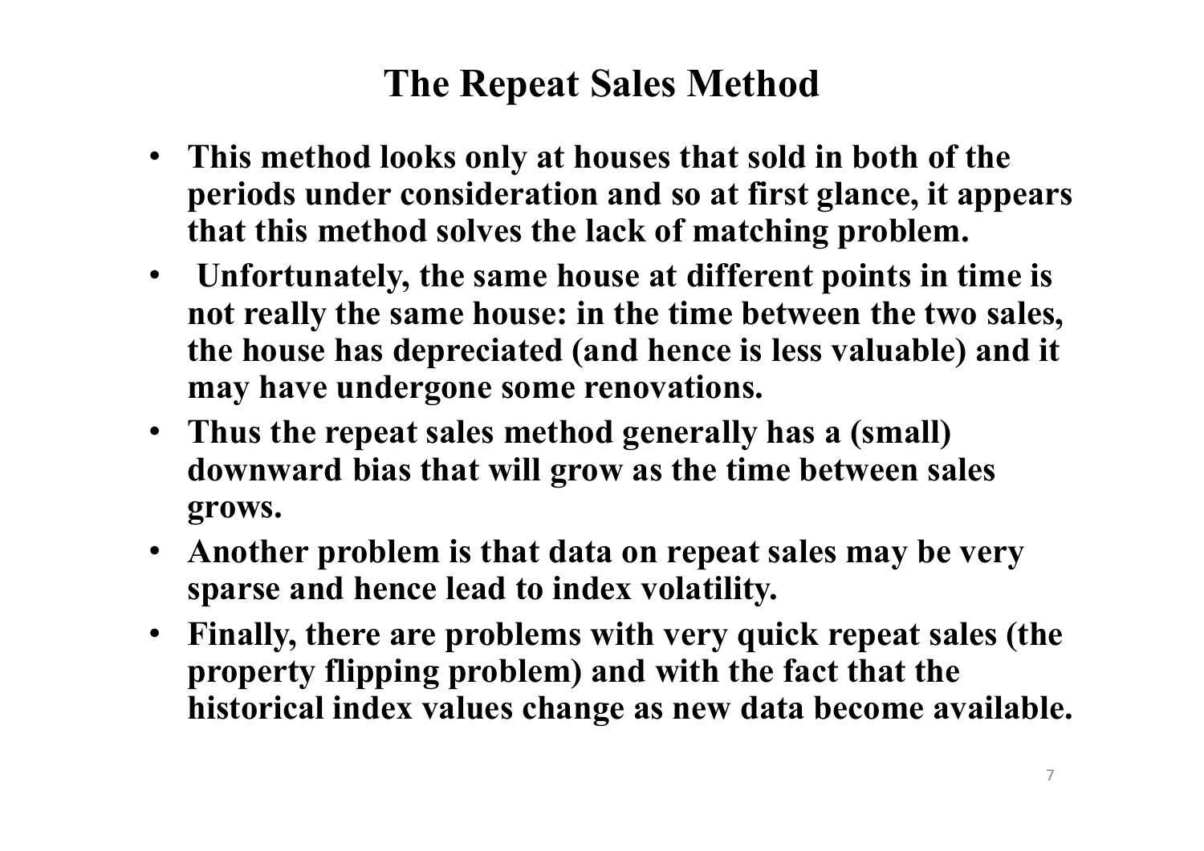# The Repeat Sales Method

- **This method looks only at houses that sold in both of the periods under consideration and so at first glance, it appears that this method solves the lack of matching problem.**
- **Unfortunately, the same house at different points in time is not really the same house: in the time between the two sales, the house has depreciated (and hence is less valuable) and it may have undergone some renovations.**
- **Thus the repeat sales method generally has a (small) downward bias that will grow as the time between sales grows.**
- **Another problem is that data on repeat sales may be very sparse and hence lead to index volatility.**
- **Finally, there are problems with very quick repeat sales (the property flipping problem) and with the fact that the historical index values change as new data become available.**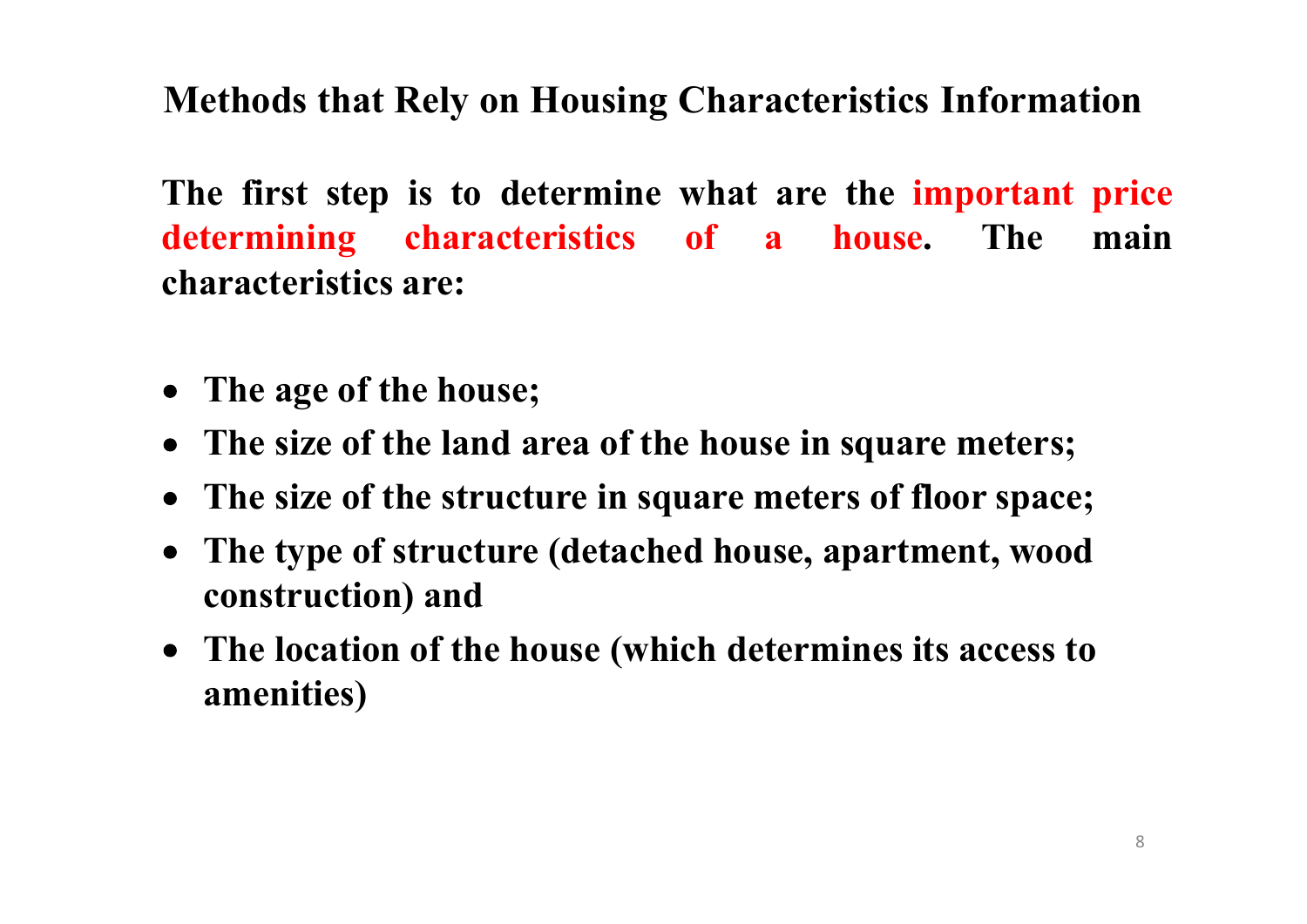## Methods that Rely on Housing Characteristics Information

**The first step is to determine what are the important price determining characteristics of a house. The main characteristics are:**

- **The age of the house;**
- **The size of the land area of the house in square meters;**
- **The size of the structure in square meters of floor space;**
- **The type of structure (detached house, apartment, wood construction) and**
- **The location of the house (which determines its access to amenities)**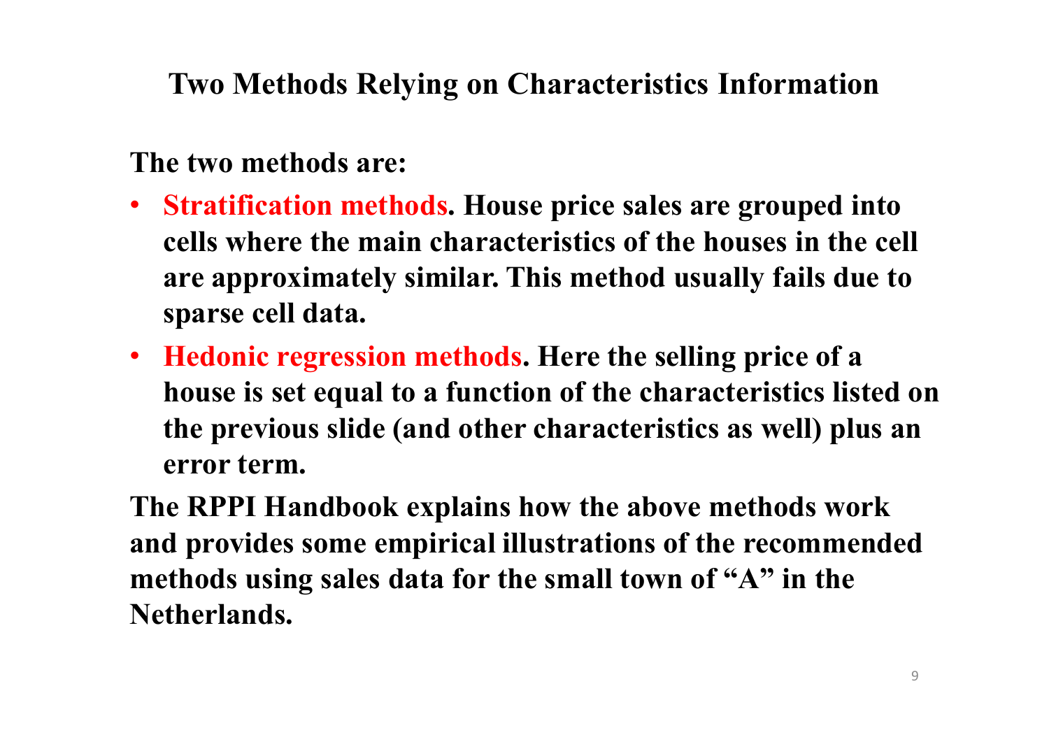## Two Methods Relying on Characteristics Information

**The two methods are:**

- **Stratification methods. House price sales are grouped into cells where the main characteristics of the houses in the cell are approximately similar. This method usually fails due to sparse cell data.**
- **Hedonic regression methods. Here the selling price of a house is set equal to a function of the characteristics listed on the previous slide (and other characteristics as well) plus an error term.**

**The RPPI Handbook explains how the above methods work and provides some empirical illustrations of the recommended methods using sales data for the small town of "A" in the Netherlands.**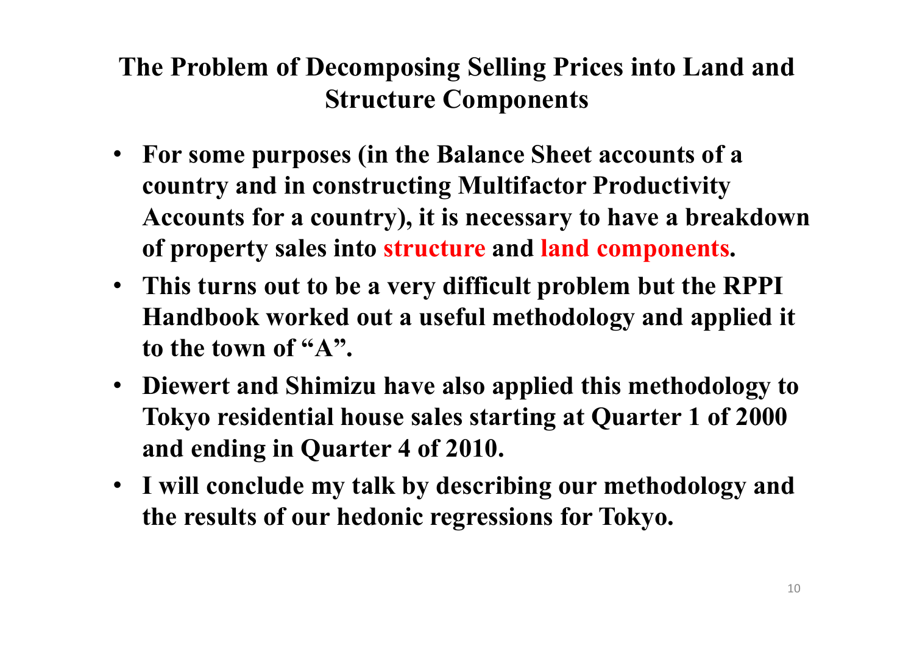## The Problem of Decomposing Selling Prices into Land and Structure Components

- **For some purposes (in the Balance Sheet accounts of a country and in constructing Multifactor Productivity Accounts for a country), it is necessary to have a breakdown of property sales into structure and land components.**
- **This turns out to be a very difficult problem but the RPPI Handbook worked out a useful methodology and applied it to the town of "A".**
- **Diewert and Shimizu have also applied this methodology to Tokyo residential house sales starting at Quarter 1 of 2000 and ending in Quarter 4 of 2010.**
- **I will conclude my talk by describing our methodology and the results of our hedonic regressions for Tokyo.**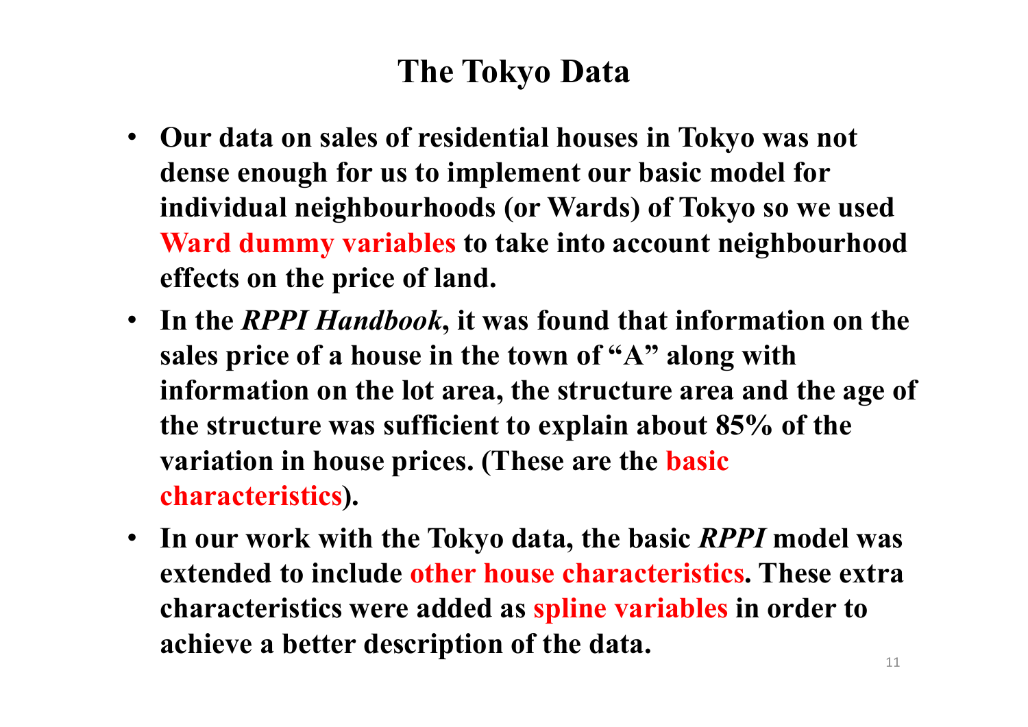# The Tokyo Data

- **Our data on sales of residential houses in Tokyo was not dense enough for us to implement our basic model for individual neighbourhoods (or Wards) of Tokyo so we used Ward dummy variables to take into account neighbourhood effects on the price of land.**
- **In the *RPPI Handbook*, it was found that information on the sales price of a house in the town of "A" along with information on the lot area, the structure area and the age of the structure was sufficient to explain about 85% of the variation in house prices. (These are the basic characteristics).**
- **In our work with the Tokyo data, the basic *RPPI* model was extended to include other house characteristics. These extra characteristics were added as spline variables in order to achieve a better description of the data.**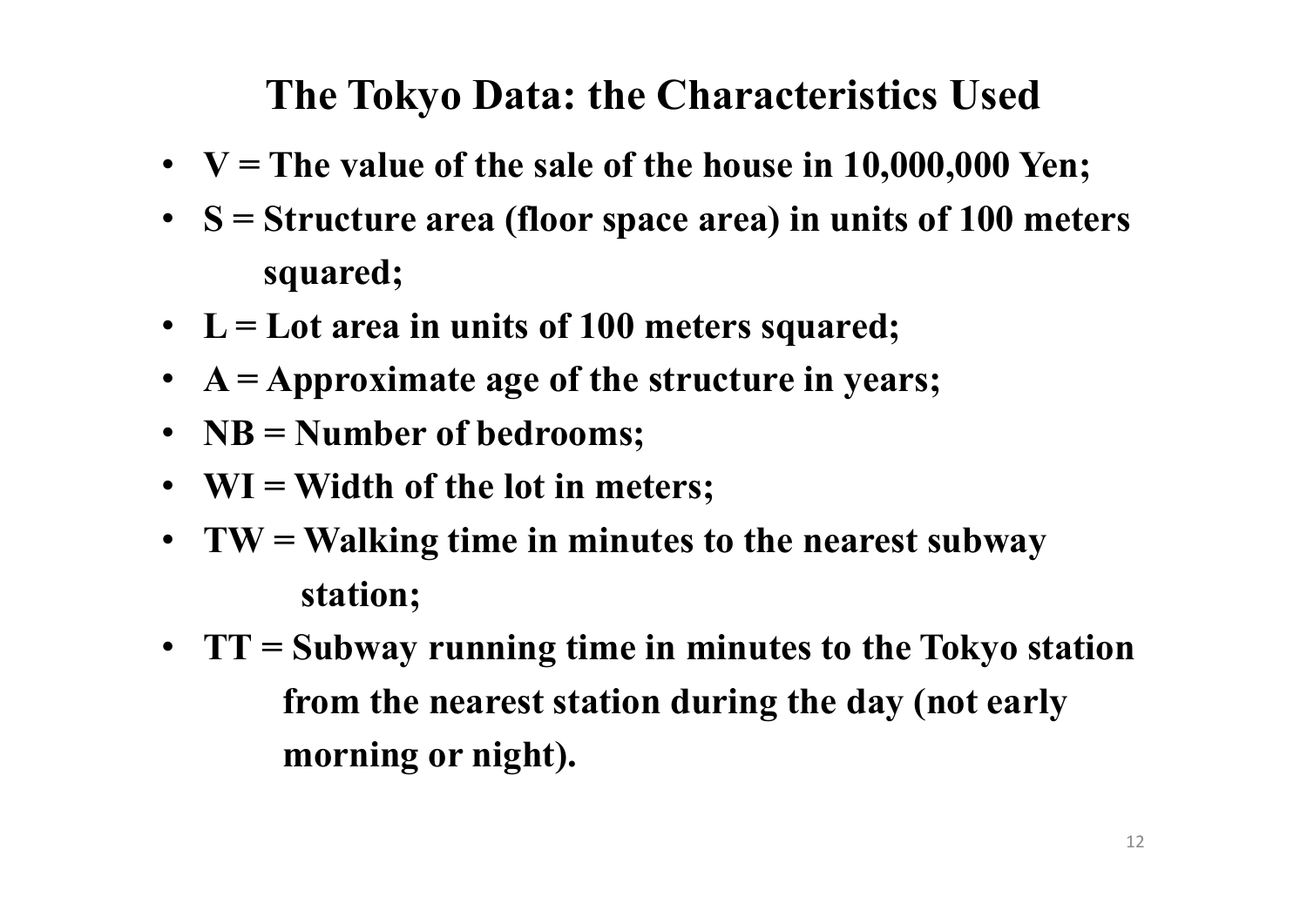# The Tokyo Data: the Characteristics Used

- **V = The value of the sale of the house in 10,000,000 Yen;**
- **S = Structure area (floor space area) in units of 100 meters squared;**
- **L = Lot area in units of 100 meters squared;**
- **A = Approximate age of the structure in years;**
- **NB = Number of bedrooms;**
- **WI = Width of the lot in meters;**
- **TW = Walking time in minutes to the nearest subway station;**
- **TT = Subway running time in minutes to the Tokyo station from the nearest station during the day (not early morning or night).**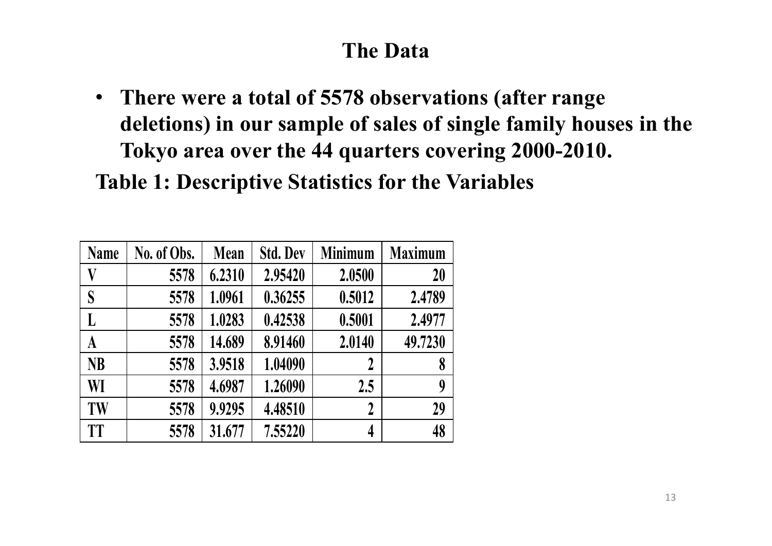# The Data

- **There were a total of 5578 observations (after range deletions) in our sample of sales of single family houses in the Tokyo area over the 44 quarters covering 2000-2010.**

**Table 1: Descriptive Statistics for the Variables**

| Name | No. of Obs. | Mean | Std. Dev | Minimum | Maximum |
|---|---|---|---|---|---|
| V | 5578 | 6.2310 | 2.95420 | 2.0500 | 20 |
| S | 5578 | 1.0961 | 0.36255 | 0.5012 | 2.4789 |
| L | 5578 | 1.0283 | 0.42538 | 0.5001 | 2.4977 |
| A | 5578 | 14.689 | 8.91460 | 2.0140 | 49.7230 |
| NB | 5578 | 3.9518 | 1.04090 | 2 | 8 |
| WI | 5578 | 4.6987 | 1.26090 | 2.5 | 9 |
| TW | 5578 | 9.9295 | 4.48510 | 2 | 29 |
| TT | 5578 | 31.677 | 7.55220 | 4 | 48 |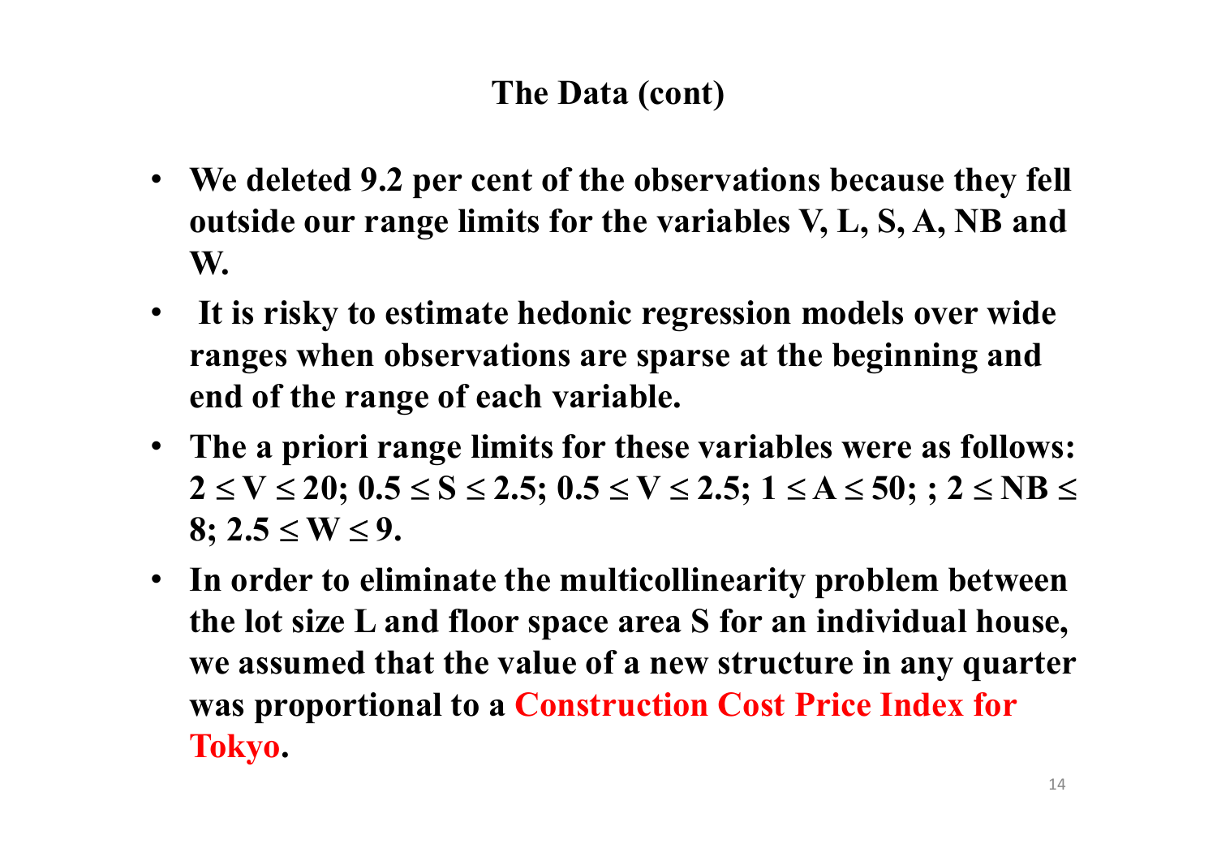## The Data (cont)

- **We deleted 9.2 per cent of the observations because they fell outside our range limits for the variables V, L, S, A, NB and W.**
- **It is risky to estimate hedonic regression models over wide ranges when observations are sparse at the beginning and end of the range of each variable.**
- **The a priori range limits for these variables were as follows: $2 \leq V \leq 20$; $0.5 \leq S \leq 2.5$; $0.5 \leq V \leq 2.5$; $1 \leq A \leq 50$; ; $2 \leq NB \leq 8$; $2.5 \leq W \leq 9$.**
- **In order to eliminate the multicollinearity problem between the lot size L and floor space area S for an individual house, we assumed that the value of a new structure in any quarter was proportional to a Construction Cost Price Index for Tokyo.**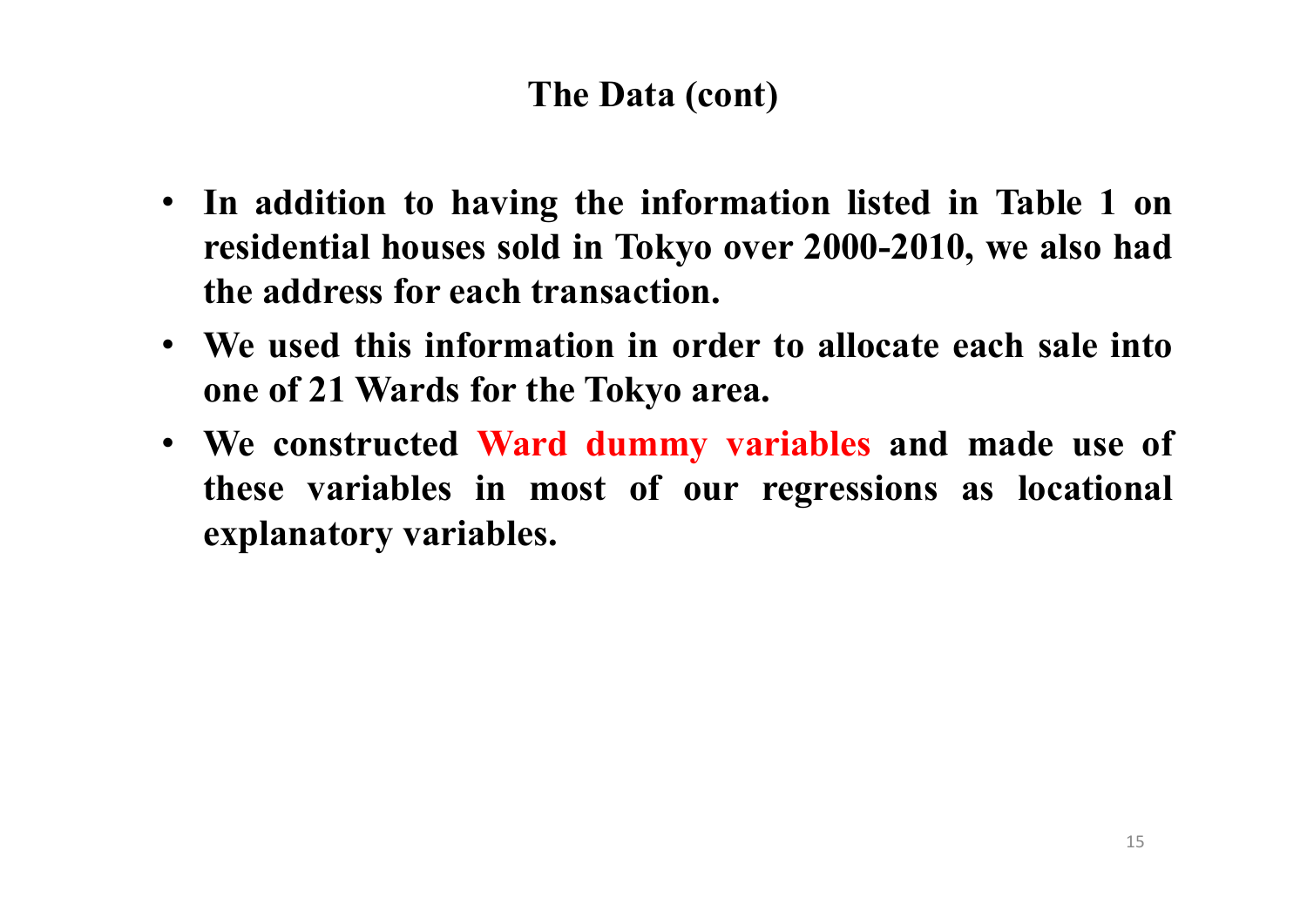## The Data (cont)

- **In addition to having the information listed in Table 1 on residential houses sold in Tokyo over 2000-2010, we also had the address for each transaction.**
- **We used this information in order to allocate each sale into one of 21 Wards for the Tokyo area.**
- **We constructed Ward dummy variables and made use of these variables in most of our regressions as locational explanatory variables.**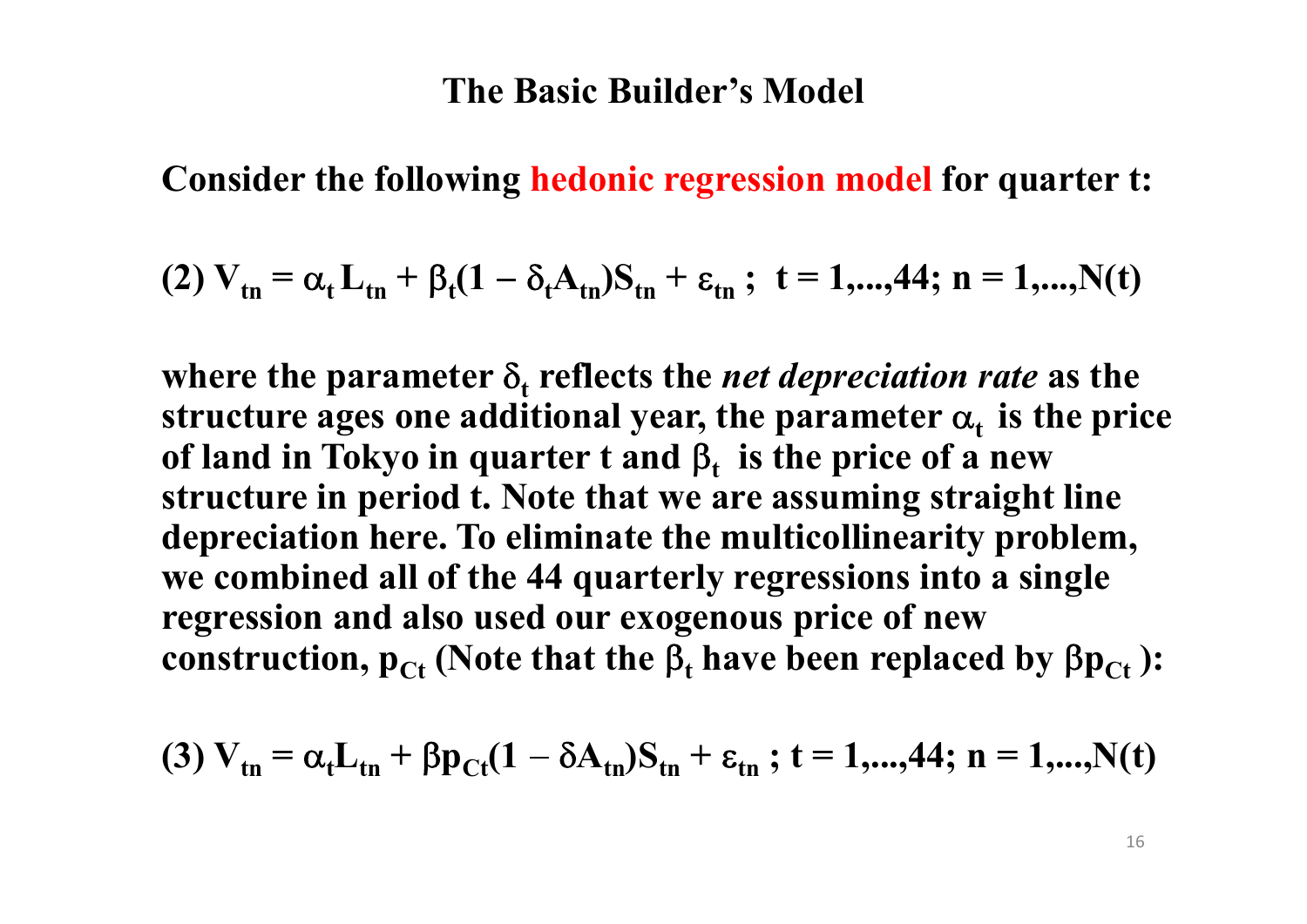# The Basic Builder's Model

**Consider the following hedonic regression model for quarter t:**

$$(2)\ V_{tn} = \alpha_t L_{tn} + \beta_t(1 - \delta_t A_{tn})S_{tn} + \varepsilon_{tn}\ ;\ \ t = 1,...,44;\ n = 1,...,N(t)$$

**where the parameter $\delta_t$ reflects the *net depreciation rate* as the structure ages one additional year, the parameter $\alpha_t$ is the price of land in Tokyo in quarter t and $\beta_t$ is the price of a new structure in period t. Note that we are assuming straight line depreciation here. To eliminate the multicollinearity problem, we combined all of the 44 quarterly regressions into a single regression and also used our exogenous price of new construction, $p_{Ct}$ (Note that the $\beta_t$ have been replaced by $\beta p_{Ct}$ ):**

$$(3)\ V_{tn} = \alpha_t L_{tn} + \beta p_{Ct}(1 - \delta A_{tn})S_{tn} + \varepsilon_{tn}\ ;\ t = 1,...,44;\ n = 1,...,N(t)$$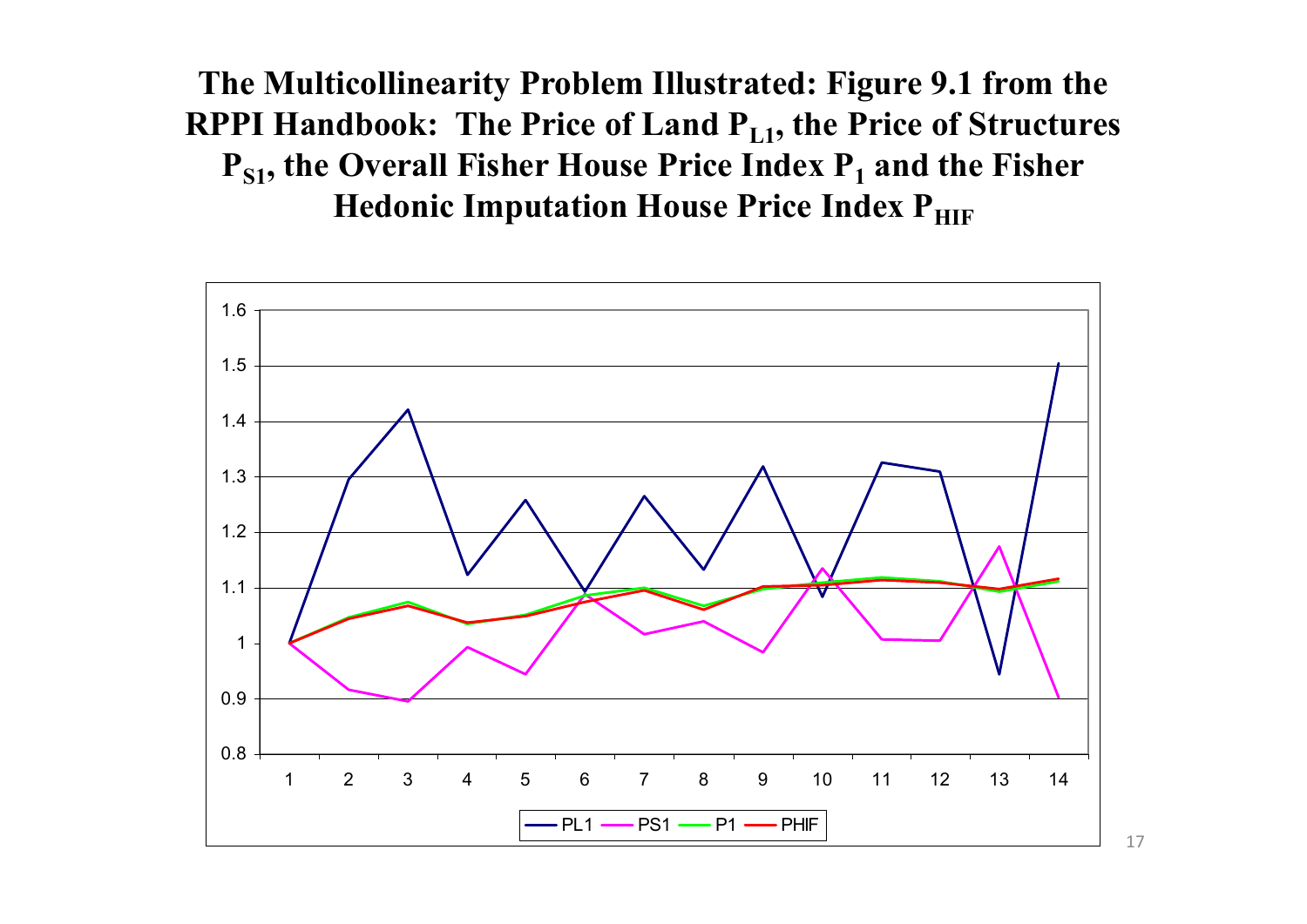# The Multicollinearity Problem Illustrated: Figure 9.1 from the RPPI Handbook: The Price of Land $P_{L1}$, the Price of Structures $P_{S1}$, the Overall Fisher House Price Index $P_1$ and the Fisher Hedonic Imputation House Price Index $P_{HIF}$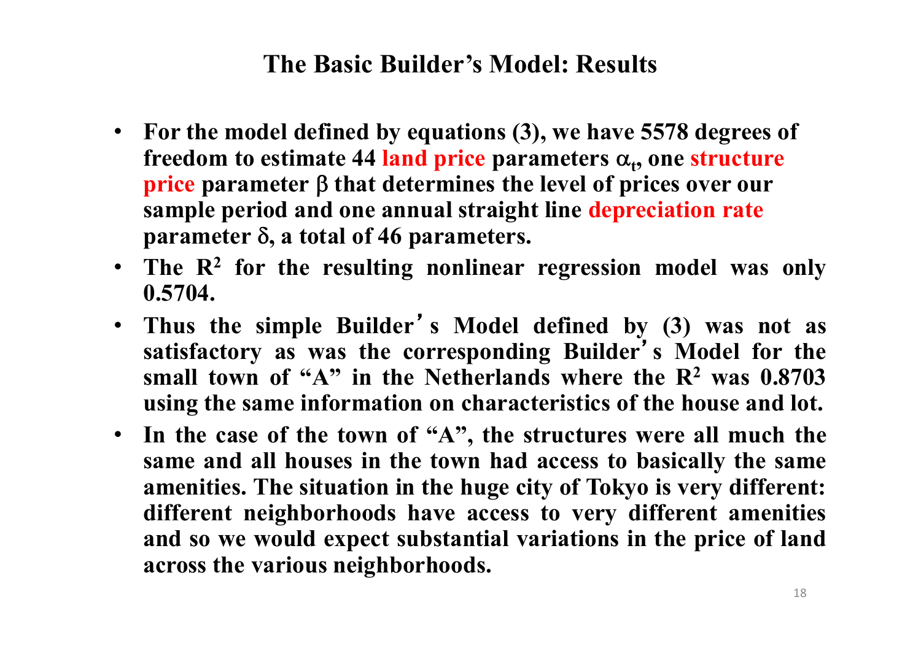## The Basic Builder's Model: Results

- **For the model defined by equations (3), we have 5578 degrees of freedom to estimate 44 land price parameters $\alpha_t$, one structure price parameter $\beta$ that determines the level of prices over our sample period and one annual straight line depreciation rate parameter $\delta$, a total of 46 parameters.**
- **The $R^2$ for the resulting nonlinear regression model was only 0.5704.**
- **Thus the simple Builder's Model defined by (3) was not as satisfactory as was the corresponding Builder's Model for the small town of "A" in the Netherlands where the $R^2$ was 0.8703 using the same information on characteristics of the house and lot.**
- **In the case of the town of "A", the structures were all much the same and all houses in the town had access to basically the same amenities. The situation in the huge city of Tokyo is very different: different neighborhoods have access to very different amenities and so we would expect substantial variations in the price of land across the various neighborhoods.**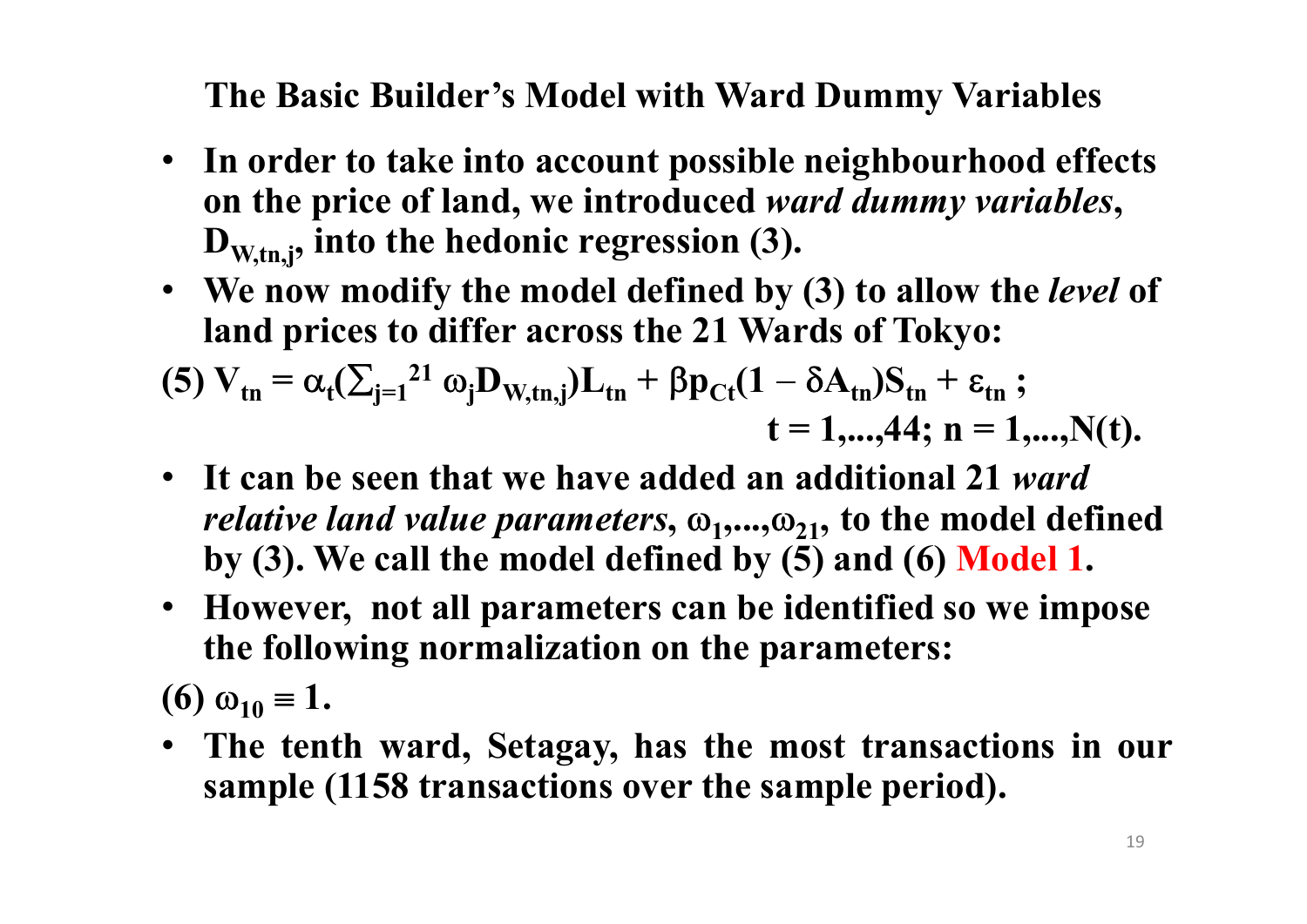## The Basic Builder's Model with Ward Dummy Variables

- **In order to take into account possible neighbourhood effects on the price of land, we introduced *ward dummy variables*, $D_{W,tn,j}$, into the hedonic regression (3).**
- **We now modify the model defined by (3) to allow the *level* of land prices to differ across the 21 Wards of Tokyo:**

$$(5)\ V_{tn} = \alpha_t(\textstyle\sum_{j=1}^{21} \omega_j D_{W,tn,j})L_{tn} + \beta p_{Ct}(1 - \delta A_{tn})S_{tn} + \varepsilon_{tn}\ ; \quad t = 1,...,44;\ n = 1,...,N(t).$$

- **It can be seen that we have added an additional 21 *ward relative land value parameters*, $\omega_1,...,\omega_{21}$, to the model defined by (3). We call the model defined by (5) and (6) Model 1.**
- **However, not all parameters can be identified so we impose the following normalization on the parameters:**

$$(6)\ \omega_{10} \equiv 1.$$

- **The tenth ward, Setagay, has the most transactions in our sample (1158 transactions over the sample period).**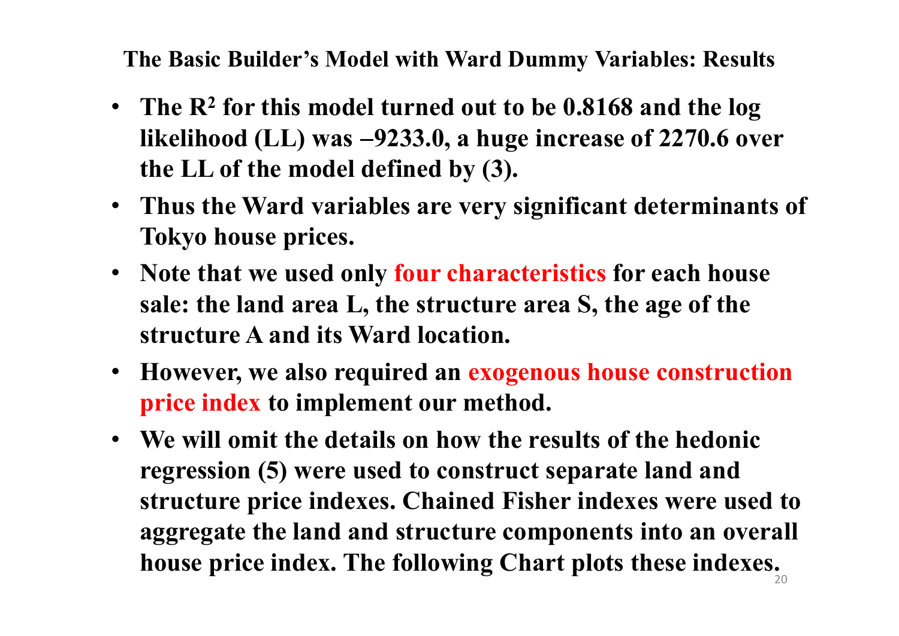## The Basic Builder's Model with Ward Dummy Variables: Results

- **The $R^2$ for this model turned out to be 0.8168 and the log likelihood (LL) was –9233.0, a huge increase of 2270.6 over the LL of the model defined by (3).**
- **Thus the Ward variables are very significant determinants of Tokyo house prices.**
- **Note that we used only four characteristics for each house sale: the land area L, the structure area S, the age of the structure A and its Ward location.**
- **However, we also required an exogenous house construction price index to implement our method.**
- **We will omit the details on how the results of the hedonic regression (5) were used to construct separate land and structure price indexes. Chained Fisher indexes were used to aggregate the land and structure components into an overall house price index. The following Chart plots these indexes.**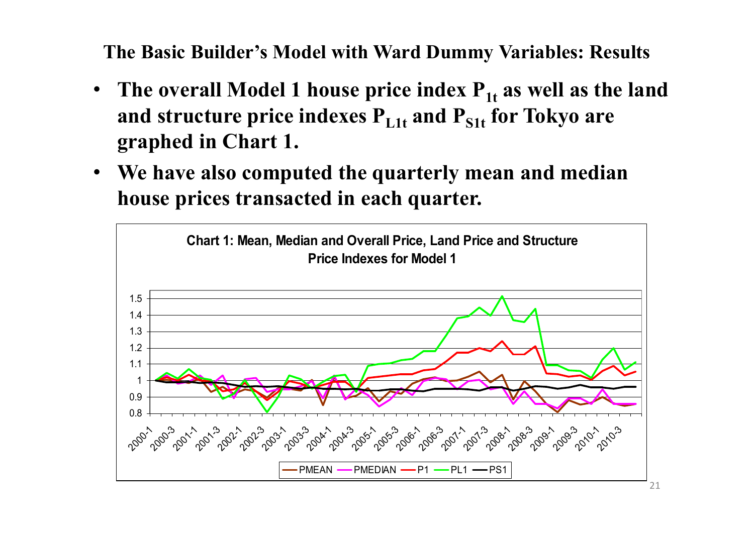## The Basic Builder's Model with Ward Dummy Variables: Results

- **The overall Model 1 house price index $P_{1t}$ as well as the land and structure price indexes $P_{L1t}$ and $P_{S1t}$ for Tokyo are graphed in Chart 1.**
- **We have also computed the quarterly mean and median house prices transacted in each quarter.**

**Chart 1: Mean, Median and Overall Price, Land Price and Structure Price Indexes for Model 1**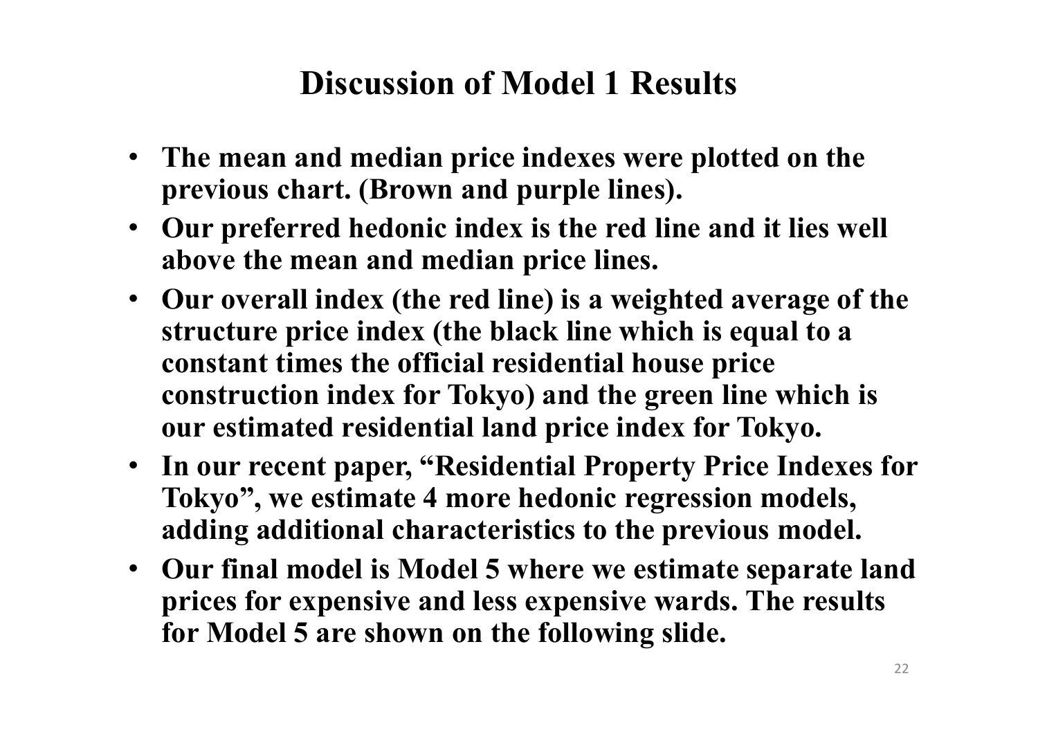# Discussion of Model 1 Results

- **The mean and median price indexes were plotted on the previous chart. (Brown and purple lines).**
- **Our preferred hedonic index is the red line and it lies well above the mean and median price lines.**
- **Our overall index (the red line) is a weighted average of the structure price index (the black line which is equal to a constant times the official residential house price construction index for Tokyo) and the green line which is our estimated residential land price index for Tokyo.**
- **In our recent paper, "Residential Property Price Indexes for Tokyo", we estimate 4 more hedonic regression models, adding additional characteristics to the previous model.**
- **Our final model is Model 5 where we estimate separate land prices for expensive and less expensive wards. The results for Model 5 are shown on the following slide.**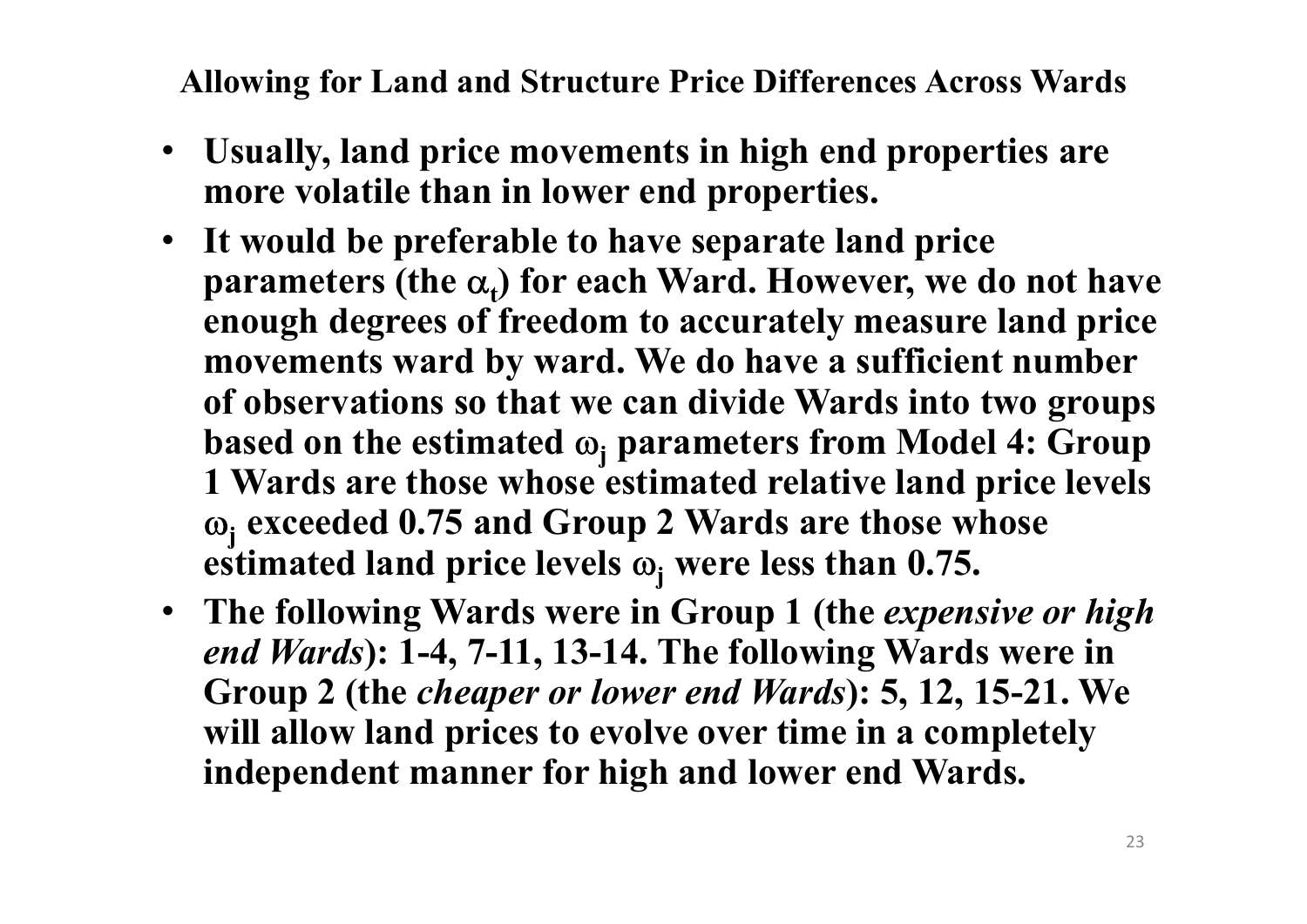## Allowing for Land and Structure Price Differences Across Wards

- **Usually, land price movements in high end properties are more volatile than in lower end properties.**
- **It would be preferable to have separate land price parameters (the $\alpha_t$) for each Ward. However, we do not have enough degrees of freedom to accurately measure land price movements ward by ward. We do have a sufficient number of observations so that we can divide Wards into two groups based on the estimated $\omega_j$ parameters from Model 4: Group 1 Wards are those whose estimated relative land price levels $\omega_j$ exceeded 0.75 and Group 2 Wards are those whose estimated land price levels $\omega_j$ were less than 0.75.**
- **The following Wards were in Group 1 (the *expensive or high end Wards*): 1-4, 7-11, 13-14. The following Wards were in Group 2 (the *cheaper or lower end Wards*): 5, 12, 15-21. We will allow land prices to evolve over time in a completely independent manner for high and lower end Wards.**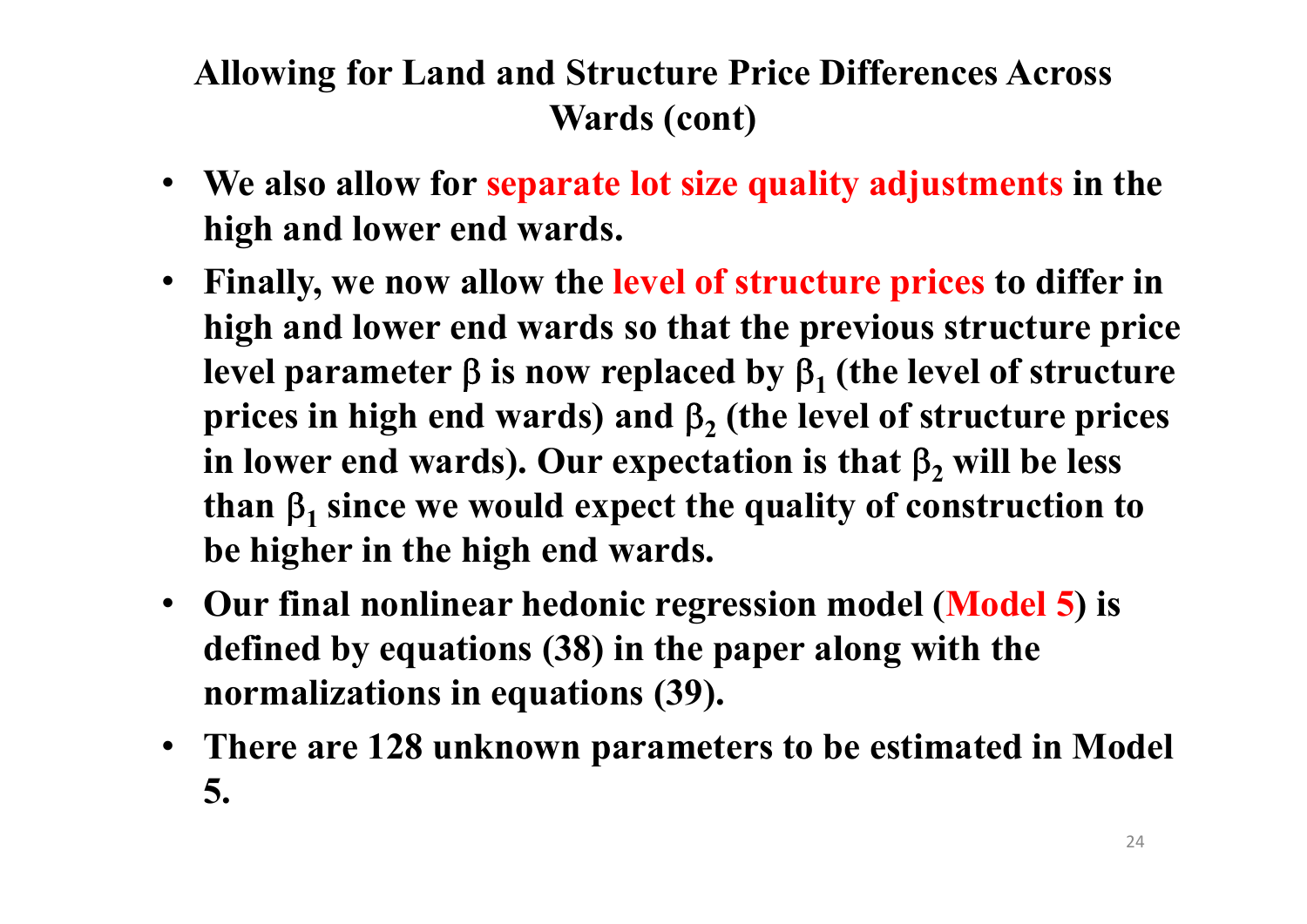## Allowing for Land and Structure Price Differences Across Wards (cont)

- **We also allow for separate lot size quality adjustments in the high and lower end wards.**
- **Finally, we now allow the level of structure prices to differ in high and lower end wards so that the previous structure price level parameter $\beta$ is now replaced by $\beta_1$ (the level of structure prices in high end wards) and $\beta_2$ (the level of structure prices in lower end wards). Our expectation is that $\beta_2$ will be less than $\beta_1$ since we would expect the quality of construction to be higher in the high end wards.**
- **Our final nonlinear hedonic regression model (Model 5) is defined by equations (38) in the paper along with the normalizations in equations (39).**
- **There are 128 unknown parameters to be estimated in Model 5.**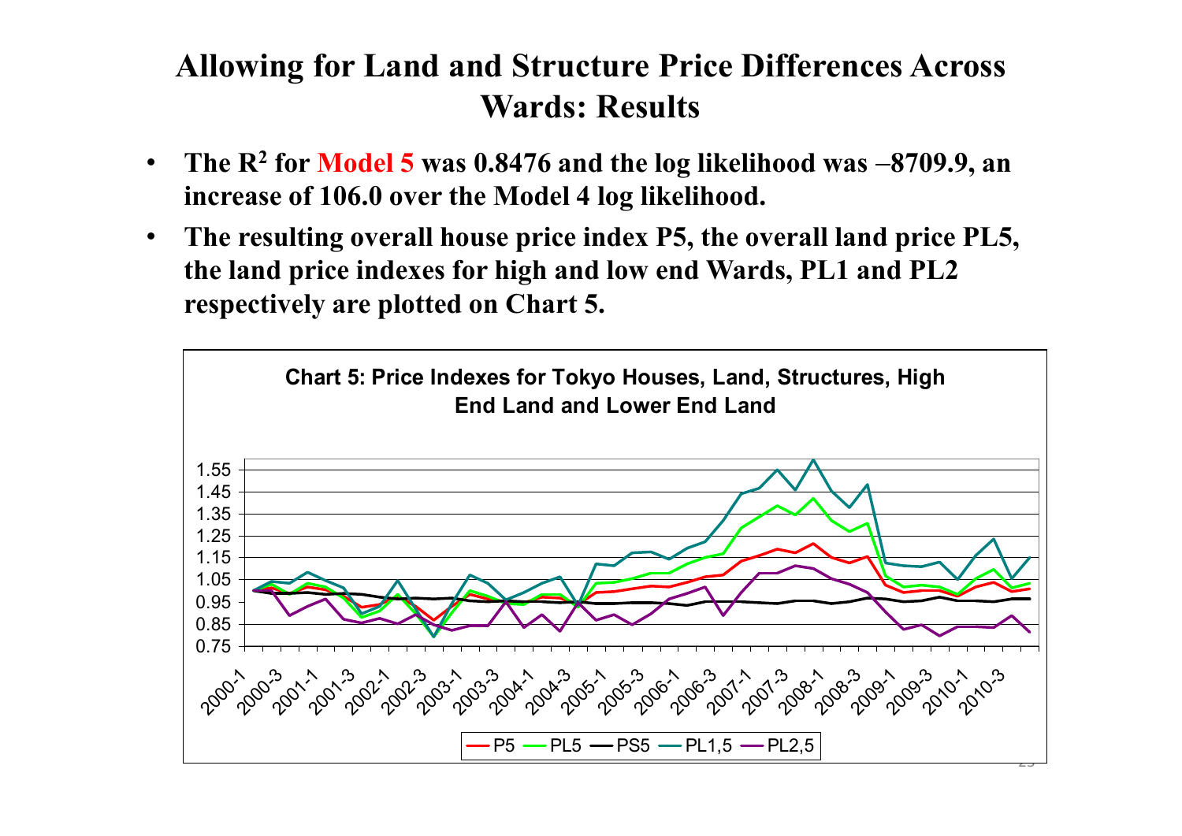# Allowing for Land and Structure Price Differences Across Wards: Results

- The $R^2$ for Model 5 was 0.8476 and the log likelihood was –8709.9, an increase of 106.0 over the Model 4 log likelihood.
- The resulting overall house price index P5, the overall land price PL5, the land price indexes for high and low end Wards, PL1 and PL2 respectively are plotted on Chart 5.

**Chart 5: Price Indexes for Tokyo Houses, Land, Structures, High End Land and Lower End Land**

Legend: P5, PL5, PS5, PL1,5, PL2,5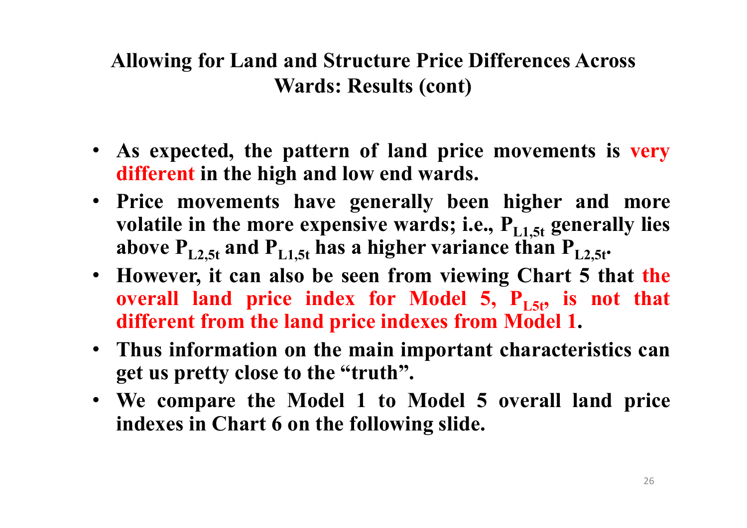## Allowing for Land and Structure Price Differences Across Wards: Results (cont)

- **As expected, the pattern of land price movements is very different in the high and low end wards.**
- **Price movements have generally been higher and more volatile in the more expensive wards; i.e., $P_{L1,5t}$ generally lies above $P_{L2,5t}$ and $P_{L1,5t}$ has a higher variance than $P_{L2,5t}$.**
- **However, it can also be seen from viewing Chart 5 that the overall land price index for Model 5, $P_{L5t}$, is not that different from the land price indexes from Model 1.**
- **Thus information on the main important characteristics can get us pretty close to the "truth".**
- **We compare the Model 1 to Model 5 overall land price indexes in Chart 6 on the following slide.**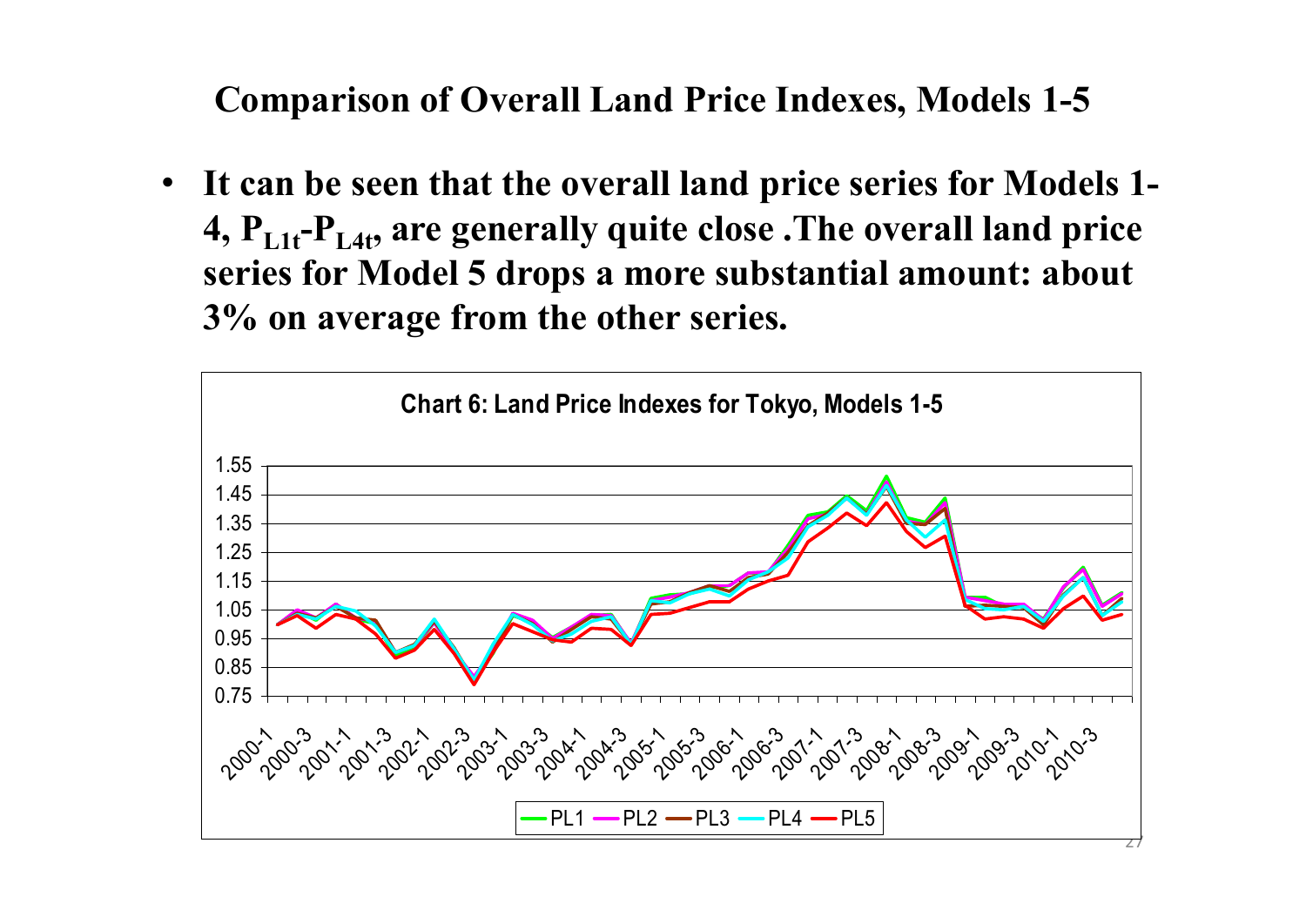# Comparison of Overall Land Price Indexes, Models 1-5

- It can be seen that the overall land price series for Models 1-4, $P_{L1t}$-$P_{L4t}$, are generally quite close .The overall land price series for Model 5 drops a more substantial amount: about 3% on average from the other series.

**Chart 6: Land Price Indexes for Tokyo, Models 1-5**

Legend: PL1, PL2, PL3, PL4, PL5

Y-axis: 0.75, 0.85, 0.95, 1.05, 1.15, 1.25, 1.35, 1.45, 1.55

X-axis: 2000-1, 2000-3, 2001-1, 2001-3, 2002-1, 2002-3, 2003-1, 2003-3, 2004-1, 2004-3, 2005-1, 2005-3, 2006-1, 2006-3, 2007-1, 2007-3, 2008-1, 2008-3, 2009-1, 2009-3, 2010-1, 2010-3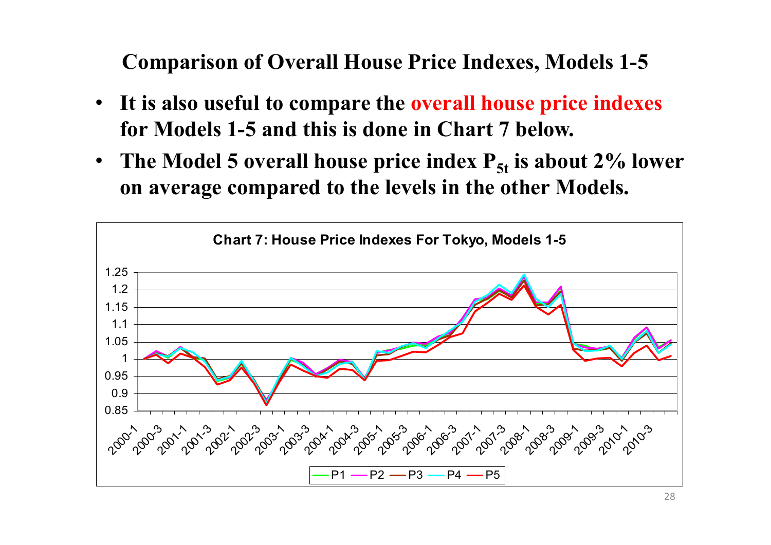## Comparison of Overall House Price Indexes, Models 1-5

- **It is also useful to compare the overall house price indexes for Models 1-5 and this is done in Chart 7 below.**
- **The Model 5 overall house price index $P_{5t}$ is about 2% lower on average compared to the levels in the other Models.**

**Chart 7: House Price Indexes For Tokyo, Models 1-5**

Legend: P1, P2, P3, P4, P5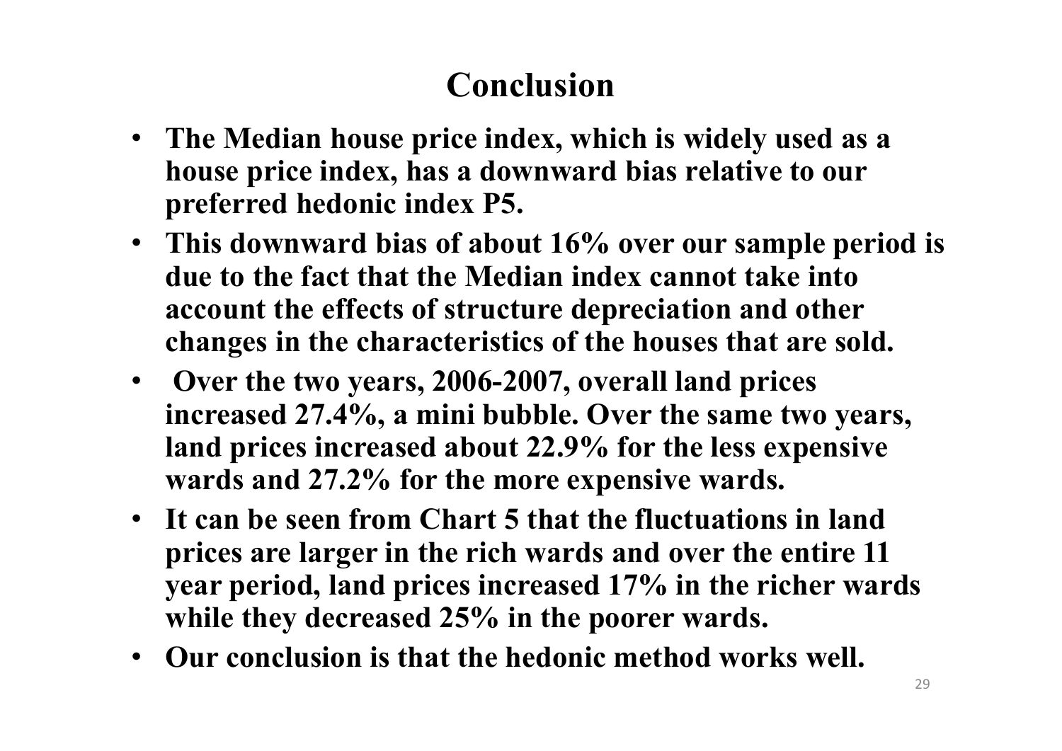# Conclusion

- **The Median house price index, which is widely used as a house price index, has a downward bias relative to our preferred hedonic index P5.**
- **This downward bias of about 16% over our sample period is due to the fact that the Median index cannot take into account the effects of structure depreciation and other changes in the characteristics of the houses that are sold.**
- **Over the two years, 2006-2007, overall land prices increased 27.4%, a mini bubble. Over the same two years, land prices increased about 22.9% for the less expensive wards and 27.2% for the more expensive wards.**
- **It can be seen from Chart 5 that the fluctuations in land prices are larger in the rich wards and over the entire 11 year period, land prices increased 17% in the richer wards while they decreased 25% in the poorer wards.**
- **Our conclusion is that the hedonic method works well.**